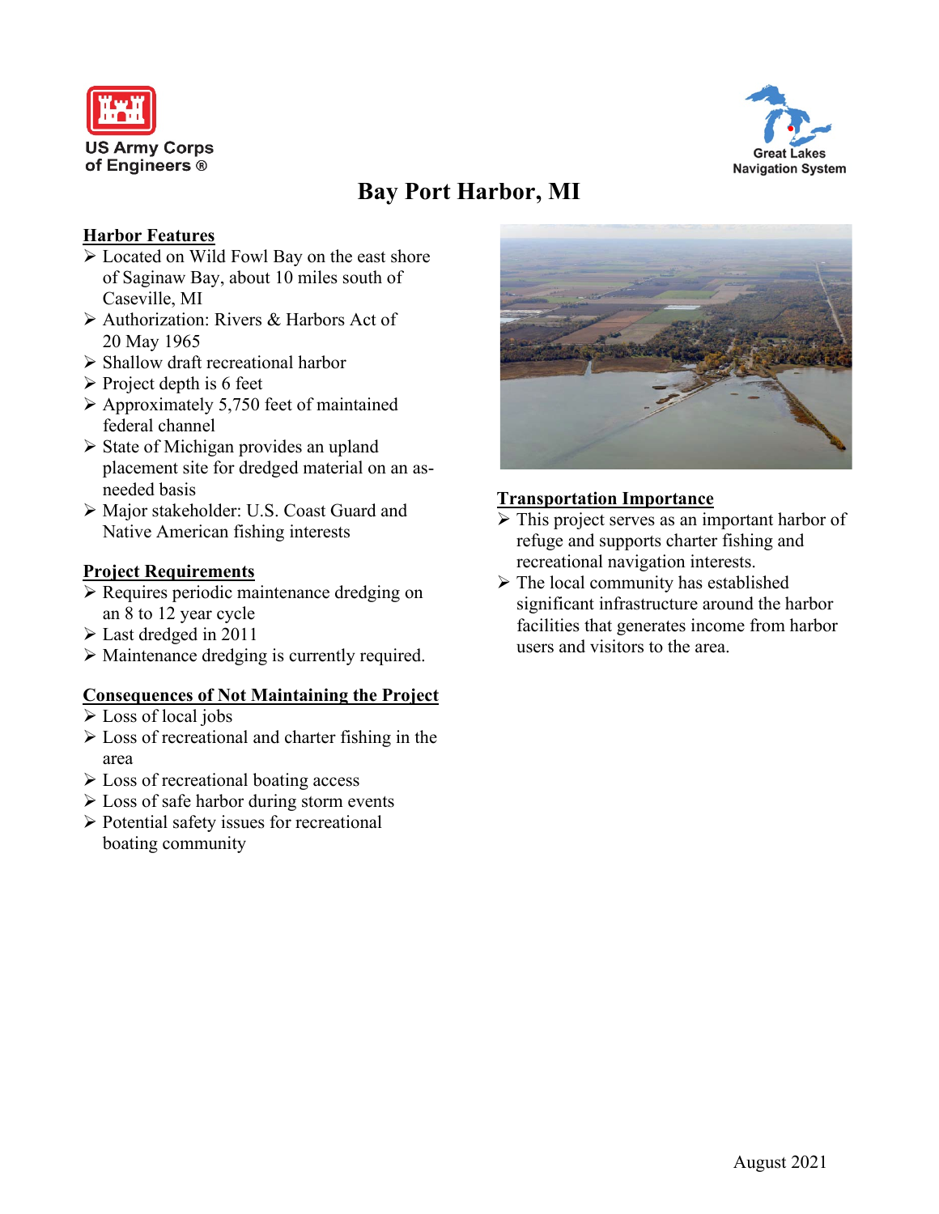US Army Corps of Engineers ®

Great Lakes Navigation System

# Bay Port Harbor, MI

## Harbor Features

- Located on Wild Fowl Bay on the east shore of Saginaw Bay, about 10 miles south of Caseville, MI
- Authorization: Rivers & Harbors Act of 20 May 1965
- Shallow draft recreational harbor
- Project depth is 6 feet
- Approximately 5,750 feet of maintained federal channel
- State of Michigan provides an upland placement site for dredged material on an as-needed basis
- Major stakeholder: U.S. Coast Guard and Native American fishing interests

## Project Requirements

- Requires periodic maintenance dredging on an 8 to 12 year cycle
- Last dredged in 2011
- Maintenance dredging is currently required.

## Consequences of Not Maintaining the Project

- Loss of local jobs
- Loss of recreational and charter fishing in the area
- Loss of recreational boating access
- Loss of safe harbor during storm events
- Potential safety issues for recreational boating community

## Transportation Importance

- This project serves as an important harbor of refuge and supports charter fishing and recreational navigation interests.
- The local community has established significant infrastructure around the harbor facilities that generates income from harbor users and visitors to the area.

August 2021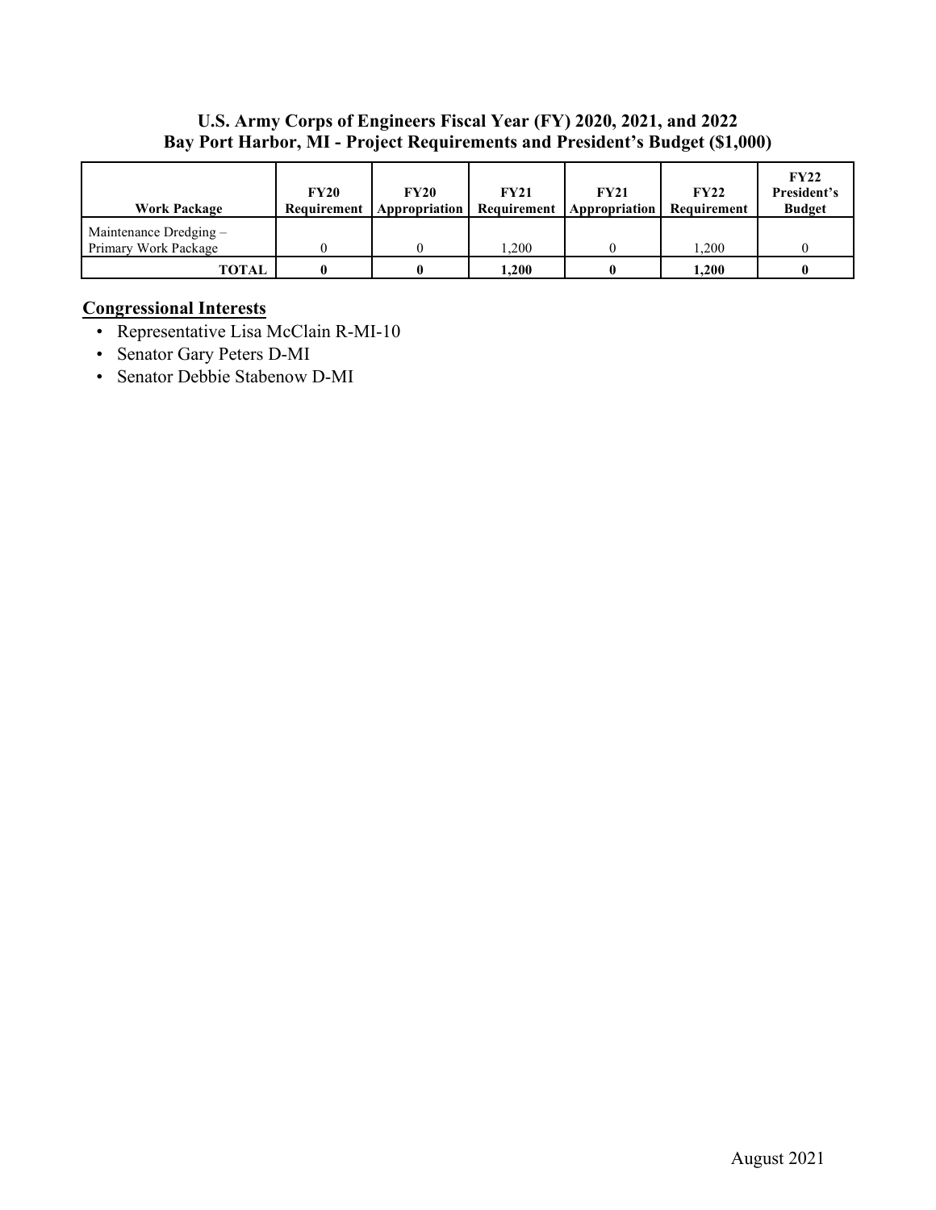## U.S. Army Corps of Engineers Fiscal Year (FY) 2020, 2021, and 2022
## Bay Port Harbor, MI - Project Requirements and President's Budget ($1,000)

| Work Package | FY20 Requirement | FY20 Appropriation | FY21 Requirement | FY21 Appropriation | FY22 Requirement | FY22 President's Budget |
|---|---|---|---|---|---|---|
| Maintenance Dredging – Primary Work Package | 0 | 0 | 1,200 | 0 | 1,200 | 0 |
| **TOTAL** | **0** | **0** | **1,200** | **0** | **1,200** | **0** |

**Congressional Interests**

- Representative Lisa McClain R-MI-10
- Senator Gary Peters D-MI
- Senator Debbie Stabenow D-MI

August 2021